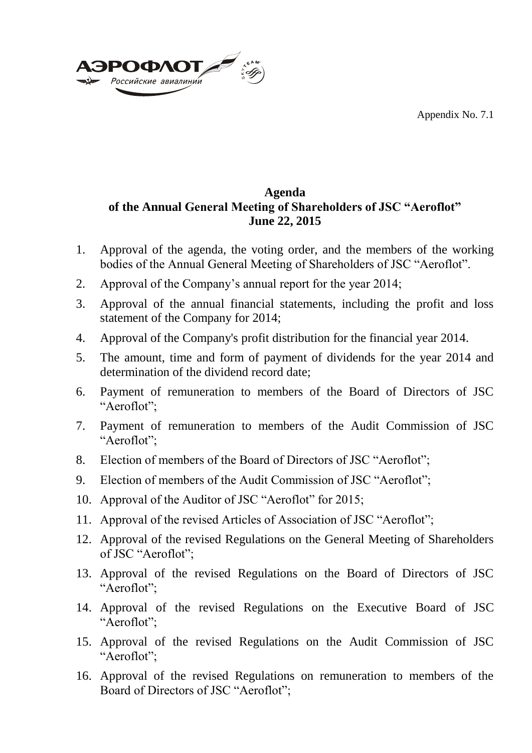Appendix No. 7.1

## Agenda
## of the Annual General Meeting of Shareholders of JSC “Aeroflot”
## June 22, 2015

1. Approval of the agenda, the voting order, and the members of the working bodies of the Annual General Meeting of Shareholders of JSC “Aeroflot”.
2. Approval of the Company’s annual report for the year 2014;
3. Approval of the annual financial statements, including the profit and loss statement of the Company for 2014;
4. Approval of the Company's profit distribution for the financial year 2014.
5. The amount, time and form of payment of dividends for the year 2014 and determination of the dividend record date;
6. Payment of remuneration to members of the Board of Directors of JSC “Aeroflot”;
7. Payment of remuneration to members of the Audit Commission of JSC “Aeroflot”;
8. Election of members of the Board of Directors of JSC “Aeroflot”;
9. Election of members of the Audit Commission of JSC “Aeroflot”;
10. Approval of the Auditor of JSC “Aeroflot” for 2015;
11. Approval of the revised Articles of Association of JSC “Aeroflot”;
12. Approval of the revised Regulations on the General Meeting of Shareholders of JSC “Aeroflot”;
13. Approval of the revised Regulations on the Board of Directors of JSC “Aeroflot”;
14. Approval of the revised Regulations on the Executive Board of JSC “Aeroflot”;
15. Approval of the revised Regulations on the Audit Commission of JSC “Aeroflot”;
16. Approval of the revised Regulations on remuneration to members of the Board of Directors of JSC “Aeroflot”;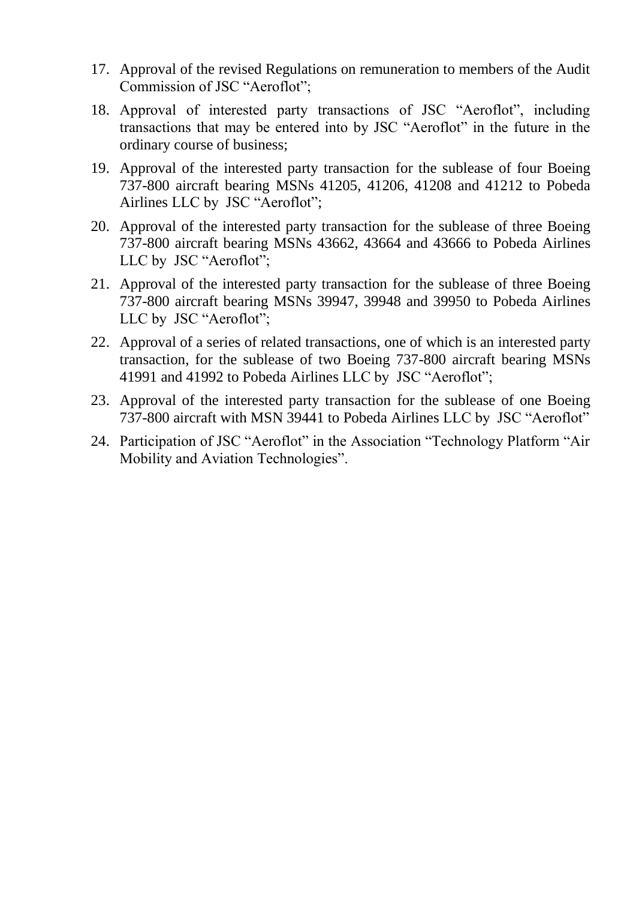17. Approval of the revised Regulations on remuneration to members of the Audit Commission of JSC "Aeroflot";
18. Approval of interested party transactions of JSC "Aeroflot", including transactions that may be entered into by JSC "Aeroflot" in the future in the ordinary course of business;
19. Approval of the interested party transaction for the sublease of four Boeing 737-800 aircraft bearing MSNs 41205, 41206, 41208 and 41212 to Pobeda Airlines LLC by JSC "Aeroflot";
20. Approval of the interested party transaction for the sublease of three Boeing 737-800 aircraft bearing MSNs 43662, 43664 and 43666 to Pobeda Airlines LLC by JSC "Aeroflot";
21. Approval of the interested party transaction for the sublease of three Boeing 737-800 aircraft bearing MSNs 39947, 39948 and 39950 to Pobeda Airlines LLC by JSC "Aeroflot";
22. Approval of a series of related transactions, one of which is an interested party transaction, for the sublease of two Boeing 737-800 aircraft bearing MSNs 41991 and 41992 to Pobeda Airlines LLC by JSC "Aeroflot";
23. Approval of the interested party transaction for the sublease of one Boeing 737-800 aircraft with MSN 39441 to Pobeda Airlines LLC by JSC "Aeroflot"
24. Participation of JSC "Aeroflot" in the Association "Technology Platform "Air Mobility and Aviation Technologies".